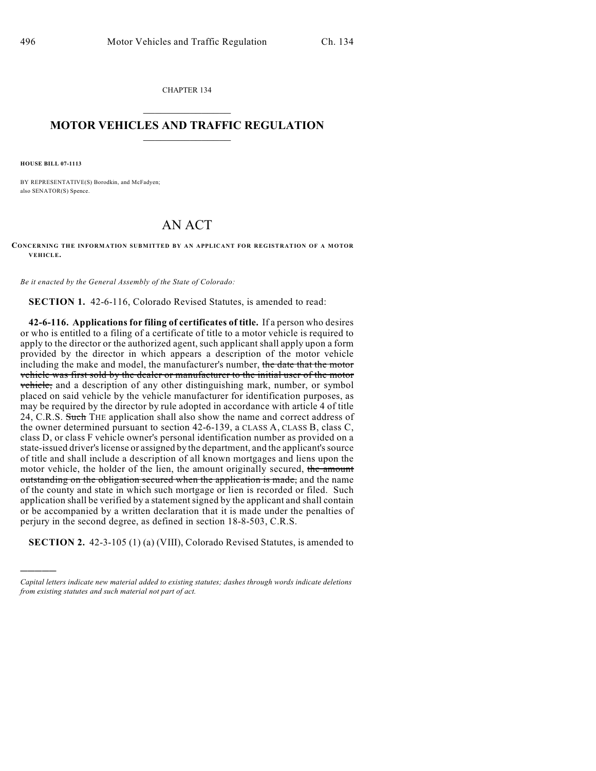CHAPTER 134

# MOTOR VEHICLES AND TRAFFIC REGULATION

**HOUSE BILL 07-1113**

BY REPRESENTATIVE(S) Borodkin, and McFadyen;
also SENATOR(S) Spence.

# AN ACT

**CONCERNING THE INFORMATION SUBMITTED BY AN APPLICANT FOR REGISTRATION OF A MOTOR VEHICLE.**

*Be it enacted by the General Assembly of the State of Colorado:*

**SECTION 1.** 42-6-116, Colorado Revised Statutes, is amended to read:

**42-6-116. Applications for filing of certificates of title.** If a person who desires or who is entitled to a filing of a certificate of title to a motor vehicle is required to apply to the director or the authorized agent, such applicant shall apply upon a form provided by the director in which appears a description of the motor vehicle including the make and model, the manufacturer's number, ~~the date that the motor vehicle was first sold by the dealer or manufacturer to the initial user of the motor vehicle,~~ and a description of any other distinguishing mark, number, or symbol placed on said vehicle by the vehicle manufacturer for identification purposes, as may be required by the director by rule adopted in accordance with article 4 of title 24, C.R.S. ~~Such~~ THE application shall also show the name and correct address of the owner determined pursuant to section 42-6-139, a CLASS A, CLASS B, class C, class D, or class F vehicle owner's personal identification number as provided on a state-issued driver's license or assigned by the department, and the applicant's source of title and shall include a description of all known mortgages and liens upon the motor vehicle, the holder of the lien, the amount originally secured, ~~the amount outstanding on the obligation secured when the application is made,~~ and the name of the county and state in which such mortgage or lien is recorded or filed. Such application shall be verified by a statement signed by the applicant and shall contain or be accompanied by a written declaration that it is made under the penalties of perjury in the second degree, as defined in section 18-8-503, C.R.S.

**SECTION 2.** 42-3-105 (1) (a) (VIII), Colorado Revised Statutes, is amended to

---

*Capital letters indicate new material added to existing statutes; dashes through words indicate deletions from existing statutes and such material not part of act.*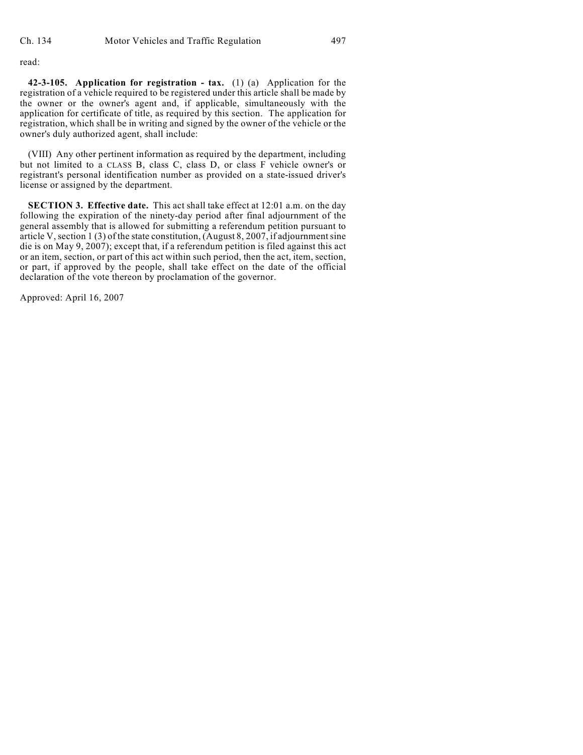read:

**42-3-105. Application for registration - tax.** (1) (a) Application for the registration of a vehicle required to be registered under this article shall be made by the owner or the owner's agent and, if applicable, simultaneously with the application for certificate of title, as required by this section. The application for registration, which shall be in writing and signed by the owner of the vehicle or the owner's duly authorized agent, shall include:

(VIII) Any other pertinent information as required by the department, including but not limited to a CLASS B, class C, class D, or class F vehicle owner's or registrant's personal identification number as provided on a state-issued driver's license or assigned by the department.

**SECTION 3. Effective date.** This act shall take effect at 12:01 a.m. on the day following the expiration of the ninety-day period after final adjournment of the general assembly that is allowed for submitting a referendum petition pursuant to article V, section 1 (3) of the state constitution, (August 8, 2007, if adjournment sine die is on May 9, 2007); except that, if a referendum petition is filed against this act or an item, section, or part of this act within such period, then the act, item, section, or part, if approved by the people, shall take effect on the date of the official declaration of the vote thereon by proclamation of the governor.

Approved: April 16, 2007